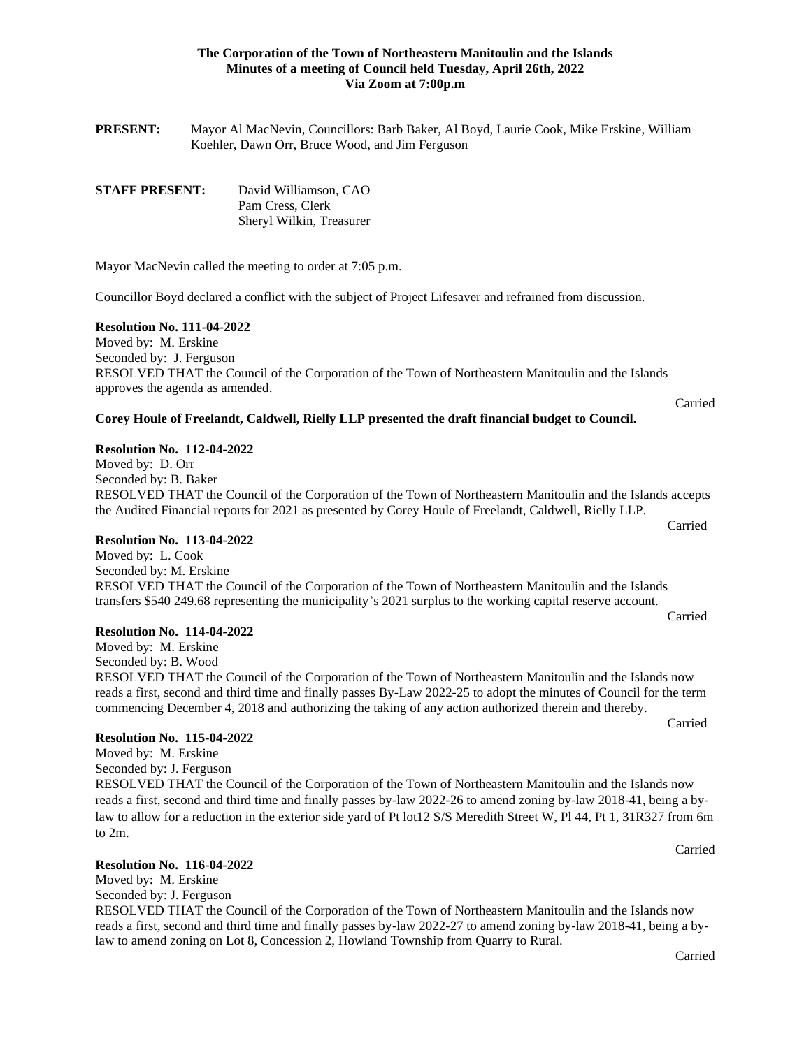**The Corporation of the Town of Northeastern Manitoulin and the Islands**
**Minutes of a meeting of Council held Tuesday, April 26th, 2022**
**Via Zoom at 7:00p.m**

**PRESENT:** Mayor Al MacNevin, Councillors: Barb Baker, Al Boyd, Laurie Cook, Mike Erskine, William Koehler, Dawn Orr, Bruce Wood, and Jim Ferguson

**STAFF PRESENT:** David Williamson, CAO
Pam Cress, Clerk
Sheryl Wilkin, Treasurer

Mayor MacNevin called the meeting to order at 7:05 p.m.

Councillor Boyd declared a conflict with the subject of Project Lifesaver and refrained from discussion.

**Resolution No. 111-04-2022**
Moved by: M. Erskine
Seconded by: J. Ferguson
RESOLVED THAT the Council of the Corporation of the Town of Northeastern Manitoulin and the Islands approves the agenda as amended.

Carried

**Corey Houle of Freelandt, Caldwell, Rielly LLP presented the draft financial budget to Council.**

**Resolution No. 112-04-2022**
Moved by: D. Orr
Seconded by: B. Baker
RESOLVED THAT the Council of the Corporation of the Town of Northeastern Manitoulin and the Islands accepts the Audited Financial reports for 2021 as presented by Corey Houle of Freelandt, Caldwell, Rielly LLP.

Carried

**Resolution No. 113-04-2022**
Moved by: L. Cook
Seconded by: M. Erskine
RESOLVED THAT the Council of the Corporation of the Town of Northeastern Manitoulin and the Islands transfers $540 249.68 representing the municipality's 2021 surplus to the working capital reserve account.

Carried

**Resolution No. 114-04-2022**
Moved by: M. Erskine
Seconded by: B. Wood
RESOLVED THAT the Council of the Corporation of the Town of Northeastern Manitoulin and the Islands now reads a first, second and third time and finally passes By-Law 2022-25 to adopt the minutes of Council for the term commencing December 4, 2018 and authorizing the taking of any action authorized therein and thereby.

Carried

**Resolution No. 115-04-2022**
Moved by: M. Erskine
Seconded by: J. Ferguson
RESOLVED THAT the Council of the Corporation of the Town of Northeastern Manitoulin and the Islands now reads a first, second and third time and finally passes by-law 2022-26 to amend zoning by-law 2018-41, being a by-law to allow for a reduction in the exterior side yard of Pt lot12 S/S Meredith Street W, Pl 44, Pt 1, 31R327 from 6m to 2m.

Carried

**Resolution No. 116-04-2022**
Moved by: M. Erskine
Seconded by: J. Ferguson
RESOLVED THAT the Council of the Corporation of the Town of Northeastern Manitoulin and the Islands now reads a first, second and third time and finally passes by-law 2022-27 to amend zoning by-law 2018-41, being a by-law to amend zoning on Lot 8, Concession 2, Howland Township from Quarry to Rural.

Carried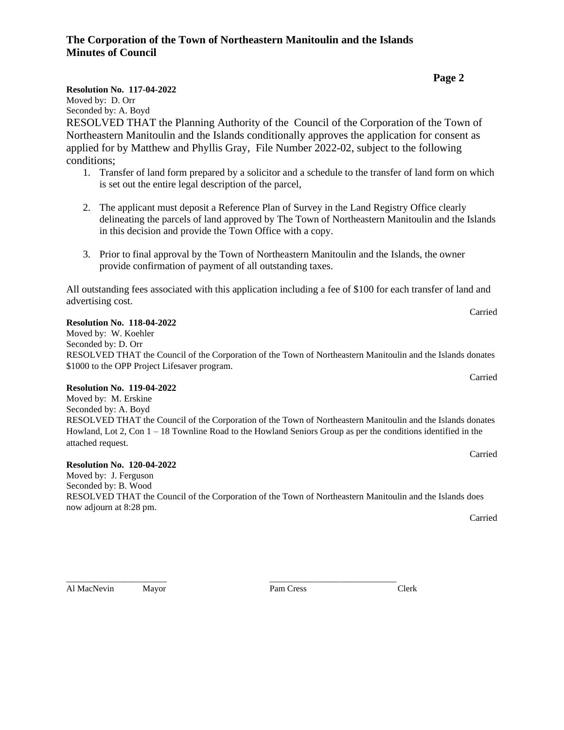**Resolution No. 117-04-2022**
Moved by: D. Orr
Seconded by: A. Boyd

RESOLVED THAT the Planning Authority of the Council of the Corporation of the Town of Northeastern Manitoulin and the Islands conditionally approves the application for consent as applied for by Matthew and Phyllis Gray, File Number 2022-02, subject to the following conditions;

1. Transfer of land form prepared by a solicitor and a schedule to the transfer of land form on which is set out the entire legal description of the parcel,

2. The applicant must deposit a Reference Plan of Survey in the Land Registry Office clearly delineating the parcels of land approved by The Town of Northeastern Manitoulin and the Islands in this decision and provide the Town Office with a copy.

3. Prior to final approval by the Town of Northeastern Manitoulin and the Islands, the owner provide confirmation of payment of all outstanding taxes.

All outstanding fees associated with this application including a fee of $100 for each transfer of land and advertising cost.

Carried

**Resolution No. 118-04-2022**
Moved by: W. Koehler
Seconded by: D. Orr

RESOLVED THAT the Council of the Corporation of the Town of Northeastern Manitoulin and the Islands donates $1000 to the OPP Project Lifesaver program.

Carried

**Resolution No. 119-04-2022**
Moved by: M. Erskine
Seconded by: A. Boyd

RESOLVED THAT the Council of the Corporation of the Town of Northeastern Manitoulin and the Islands donates Howland, Lot 2, Con 1 – 18 Townline Road to the Howland Seniors Group as per the conditions identified in the attached request.

Carried

**Resolution No. 120-04-2022**
Moved by: J. Ferguson
Seconded by: B. Wood

RESOLVED THAT the Council of the Corporation of the Town of Northeastern Manitoulin and the Islands does now adjourn at 8:28 pm.

Carried

\_\_\_\_\_\_\_\_\_\_\_\_\_\_\_\_\_\_\_\_\_\_\_\_
Al MacNevin Mayor

\_\_\_\_\_\_\_\_\_\_\_\_\_\_\_\_\_\_\_\_\_\_\_\_
Pam Cress Clerk